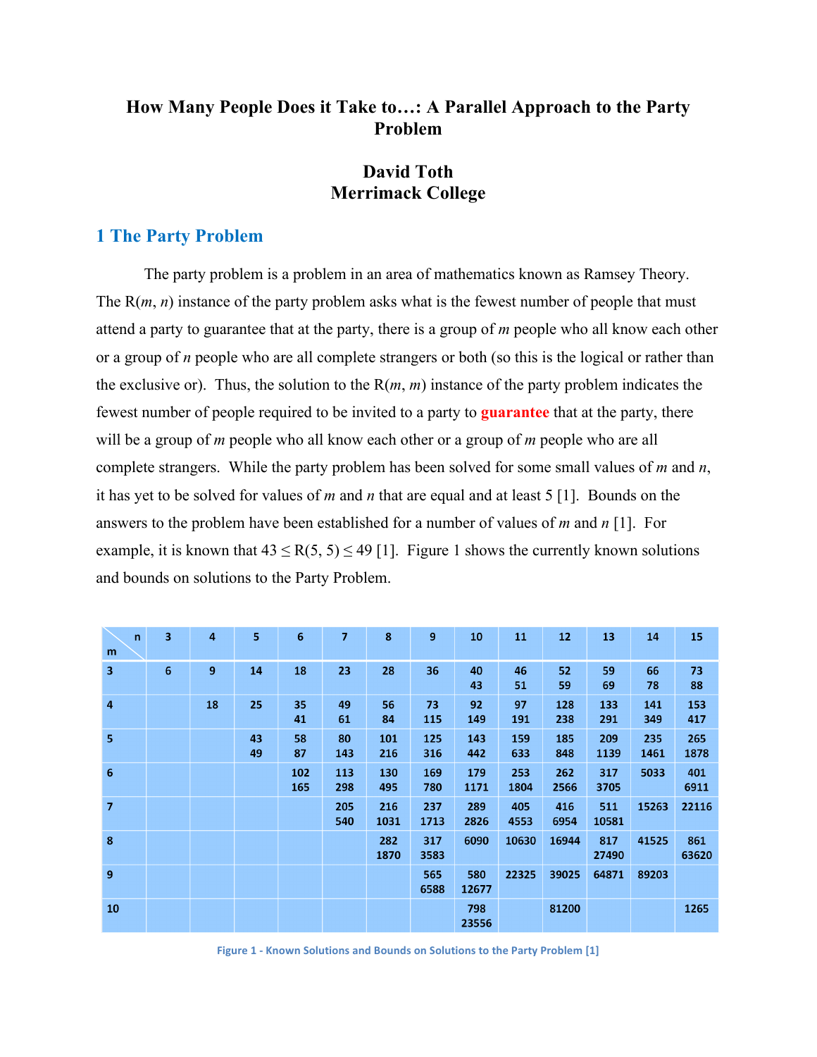# How Many People Does it Take to…: A Parallel Approach to the Party Problem

**David Toth**
**Merrimack College**

## 1 The Party Problem

The party problem is a problem in an area of mathematics known as Ramsey Theory. The R($m$, $n$) instance of the party problem asks what is the fewest number of people that must attend a party to guarantee that at the party, there is a group of $m$ people who all know each other or a group of $n$ people who are all complete strangers or both (so this is the logical or rather than the exclusive or). Thus, the solution to the R($m$, $m$) instance of the party problem indicates the fewest number of people required to be invited to a party to **guarantee** that at the party, there will be a group of $m$ people who all know each other or a group of $m$ people who are all complete strangers. While the party problem has been solved for some small values of $m$ and $n$, it has yet to be solved for values of $m$ and $n$ that are equal and at least 5 [1]. Bounds on the answers to the problem have been established for a number of values of $m$ and $n$ [1]. For example, it is known that $43 \leq R(5, 5) \leq 49$ [1]. Figure 1 shows the currently known solutions and bounds on solutions to the Party Problem.

| m \ n | 3 | 4 | 5 | 6 | 7 | 8 | 9 | 10 | 11 | 12 | 13 | 14 | 15 |
|---|---|---|---|---|---|---|---|---|---|---|---|---|---|
| 3 | 6 | 9 | 14 | 18 | 23 | 28 | 36 | 40<br>43 | 46<br>51 | 52<br>59 | 59<br>69 | 66<br>78 | 73<br>88 |
| 4 | | 18 | 25 | 35<br>41 | 49<br>61 | 56<br>84 | 73<br>115 | 92<br>149 | 97<br>191 | 128<br>238 | 133<br>291 | 141<br>349 | 153<br>417 |
| 5 | | | 43<br>49 | 58<br>87 | 80<br>143 | 101<br>216 | 125<br>316 | 143<br>442 | 159<br>633 | 185<br>848 | 209<br>1139 | 235<br>1461 | 265<br>1878 |
| 6 | | | | 102<br>165 | 113<br>298 | 130<br>495 | 169<br>780 | 179<br>1171 | 253<br>1804 | 262<br>2566 | 317<br>3705 | 5033 | 401<br>6911 |
| 7 | | | | | 205<br>540 | 216<br>1031 | 237<br>1713 | 289<br>2826 | 405<br>4553 | 416<br>6954 | 511<br>10581 | 15263 | 22116 |
| 8 | | | | | | 282<br>1870 | 317<br>3583 | 6090 | 10630 | 16944 | 817<br>27490 | 41525 | 861<br>63620 |
| 9 | | | | | | | 565<br>6588 | 580<br>12677 | 22325 | 39025 | 64871 | 89203 | |
| 10 | | | | | | | | 798<br>23556 | | 81200 | | | 1265 |

Figure 1 - Known Solutions and Bounds on Solutions to the Party Problem [1]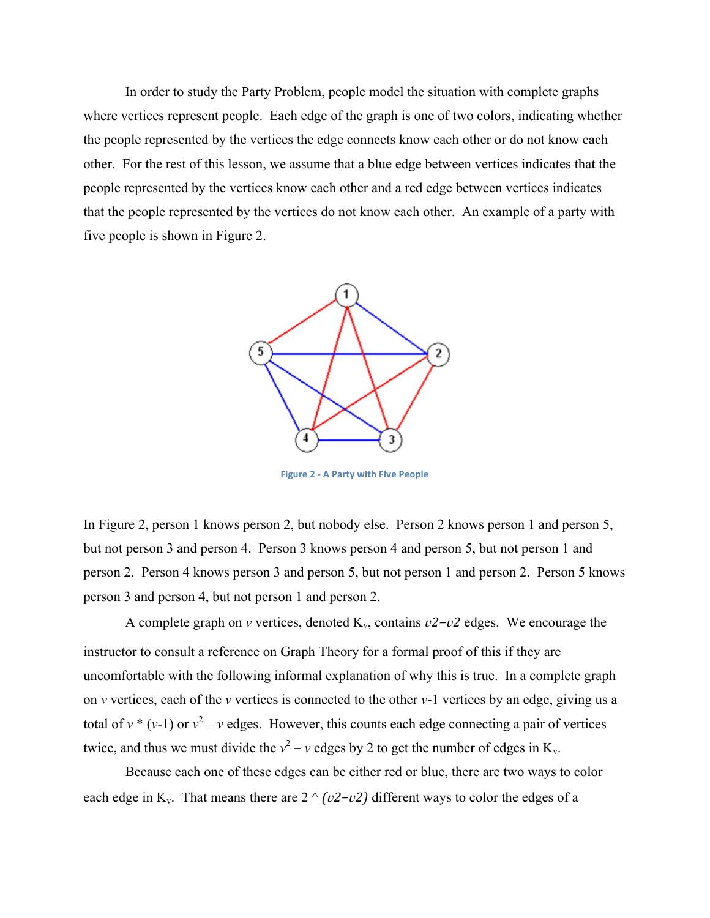In order to study the Party Problem, people model the situation with complete graphs where vertices represent people. Each edge of the graph is one of two colors, indicating whether the people represented by the vertices the edge connects know each other or do not know each other. For the rest of this lesson, we assume that a blue edge between vertices indicates that the people represented by the vertices know each other and a red edge between vertices indicates that the people represented by the vertices do not know each other. An example of a party with five people is shown in Figure 2.

Figure 2 - A Party with Five People

In Figure 2, person 1 knows person 2, but nobody else. Person 2 knows person 1 and person 5, but not person 3 and person 4. Person 3 knows person 4 and person 5, but not person 1 and person 2. Person 4 knows person 3 and person 5, but not person 1 and person 2. Person 5 knows person 3 and person 4, but not person 1 and person 2.

A complete graph on $v$ vertices, denoted $K_v$, contains $\frac{v^2-v}{2}$ edges. We encourage the instructor to consult a reference on Graph Theory for a formal proof of this if they are uncomfortable with the following informal explanation of why this is true. In a complete graph on $v$ vertices, each of the $v$ vertices is connected to the other $v$-1 vertices by an edge, giving us a total of $v * (v-1)$ or $v^2 - v$ edges. However, this counts each edge connecting a pair of vertices twice, and thus we must divide the $v^2 - v$ edges by 2 to get the number of edges in $K_v$.

Because each one of these edges can be either red or blue, there are two ways to color each edge in $K_v$. That means there are $2^{\left(\frac{v^2-v}{2}\right)}$ different ways to color the edges of a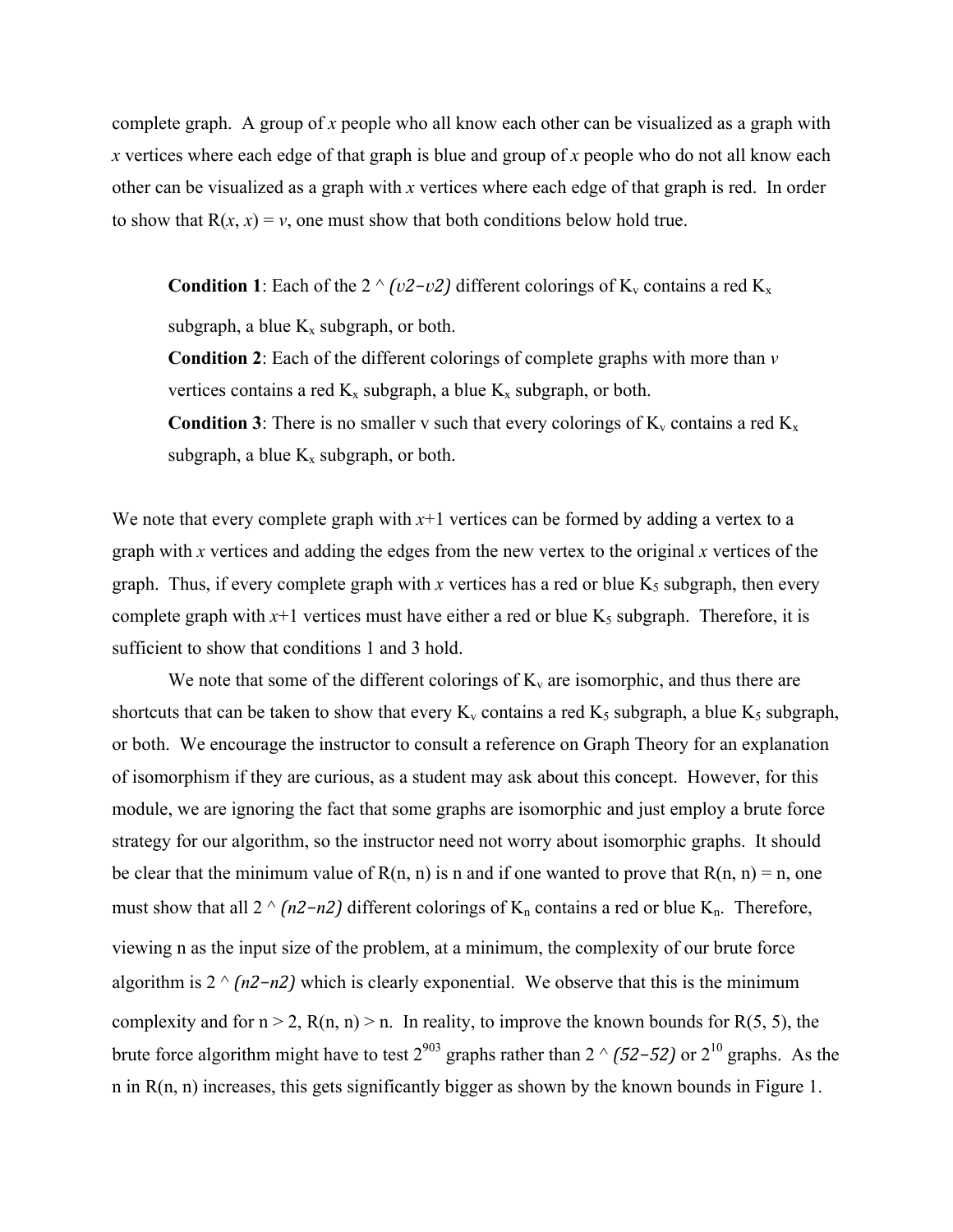complete graph. A group of $x$ people who all know each other can be visualized as a graph with $x$ vertices where each edge of that graph is blue and group of $x$ people who do not all know each other can be visualized as a graph with $x$ vertices where each edge of that graph is red. In order to show that R($x$, $x$) = $v$, one must show that both conditions below hold true.

> **Condition 1**: Each of the $2 \wedge (v2-v2)$ different colorings of $K_v$ contains a red $K_x$ subgraph, a blue $K_x$ subgraph, or both.
>
> **Condition 2**: Each of the different colorings of complete graphs with more than $v$ vertices contains a red $K_x$ subgraph, a blue $K_x$ subgraph, or both.
>
> **Condition 3**: There is no smaller v such that every colorings of $K_v$ contains a red $K_x$ subgraph, a blue $K_x$ subgraph, or both.

We note that every complete graph with $x$+1 vertices can be formed by adding a vertex to a graph with $x$ vertices and adding the edges from the new vertex to the original $x$ vertices of the graph. Thus, if every complete graph with $x$ vertices has a red or blue $K_5$ subgraph, then every complete graph with $x$+1 vertices must have either a red or blue $K_5$ subgraph. Therefore, it is sufficient to show that conditions 1 and 3 hold.

We note that some of the different colorings of $K_v$ are isomorphic, and thus there are shortcuts that can be taken to show that every $K_v$ contains a red $K_5$ subgraph, a blue $K_5$ subgraph, or both. We encourage the instructor to consult a reference on Graph Theory for an explanation of isomorphism if they are curious, as a student may ask about this concept. However, for this module, we are ignoring the fact that some graphs are isomorphic and just employ a brute force strategy for our algorithm, so the instructor need not worry about isomorphic graphs. It should be clear that the minimum value of R(n, n) is n and if one wanted to prove that R(n, n) = n, one must show that all $2 \wedge (n2-n2)$ different colorings of $K_n$ contains a red or blue $K_n$. Therefore, viewing n as the input size of the problem, at a minimum, the complexity of our brute force algorithm is $2 \wedge (n2-n2)$ which is clearly exponential. We observe that this is the minimum complexity and for n > 2, R(n, n) > n. In reality, to improve the known bounds for R(5, 5), the brute force algorithm might have to test $2^{903}$ graphs rather than $2 \wedge (52-52)$ or $2^{10}$ graphs. As the n in R(n, n) increases, this gets significantly bigger as shown by the known bounds in Figure 1.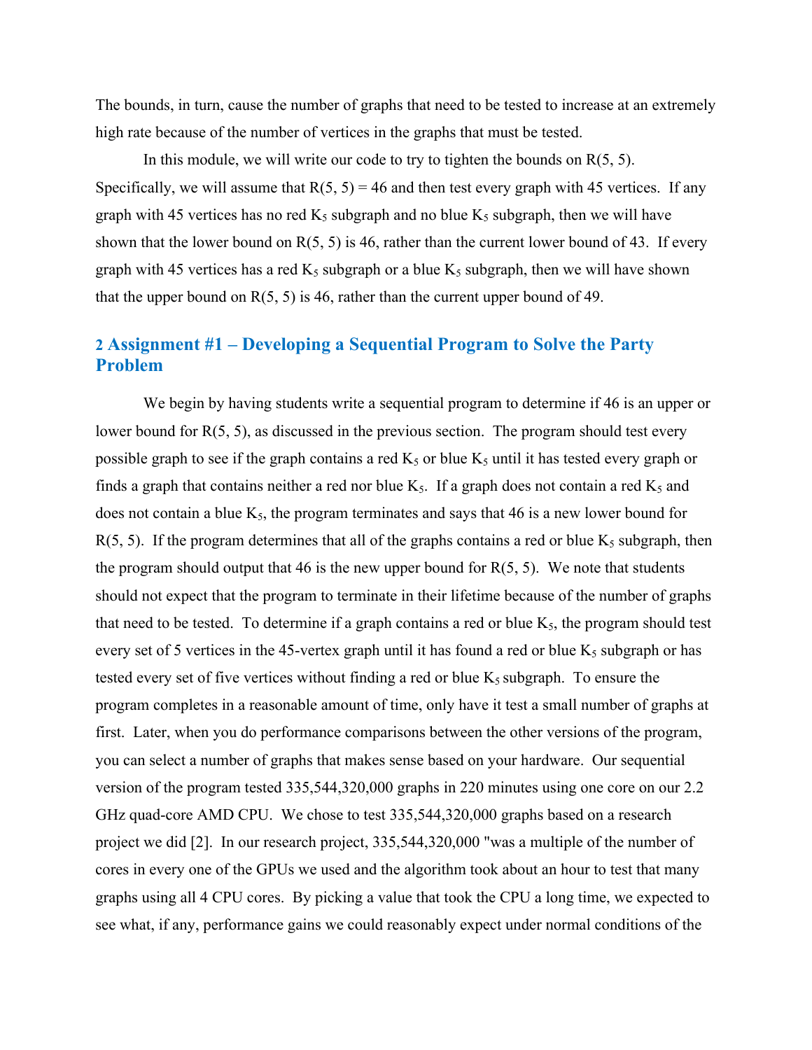The bounds, in turn, cause the number of graphs that need to be tested to increase at an extremely high rate because of the number of vertices in the graphs that must be tested.

In this module, we will write our code to try to tighten the bounds on R(5, 5). Specifically, we will assume that R(5, 5) = 46 and then test every graph with 45 vertices. If any graph with 45 vertices has no red $K_5$ subgraph and no blue $K_5$ subgraph, then we will have shown that the lower bound on R(5, 5) is 46, rather than the current lower bound of 43. If every graph with 45 vertices has a red $K_5$ subgraph or a blue $K_5$ subgraph, then we will have shown that the upper bound on R(5, 5) is 46, rather than the current upper bound of 49.

## 2 Assignment #1 – Developing a Sequential Program to Solve the Party Problem

We begin by having students write a sequential program to determine if 46 is an upper or lower bound for R(5, 5), as discussed in the previous section. The program should test every possible graph to see if the graph contains a red $K_5$ or blue $K_5$ until it has tested every graph or finds a graph that contains neither a red nor blue $K_5$. If a graph does not contain a red $K_5$ and does not contain a blue $K_5$, the program terminates and says that 46 is a new lower bound for R(5, 5). If the program determines that all of the graphs contains a red or blue $K_5$ subgraph, then the program should output that 46 is the new upper bound for R(5, 5). We note that students should not expect that the program to terminate in their lifetime because of the number of graphs that need to be tested. To determine if a graph contains a red or blue $K_5$, the program should test every set of 5 vertices in the 45-vertex graph until it has found a red or blue $K_5$ subgraph or has tested every set of five vertices without finding a red or blue $K_5$ subgraph. To ensure the program completes in a reasonable amount of time, only have it test a small number of graphs at first. Later, when you do performance comparisons between the other versions of the program, you can select a number of graphs that makes sense based on your hardware. Our sequential version of the program tested 335,544,320,000 graphs in 220 minutes using one core on our 2.2 GHz quad-core AMD CPU. We chose to test 335,544,320,000 graphs based on a research project we did [2]. In our research project, 335,544,320,000 "was a multiple of the number of cores in every one of the GPUs we used and the algorithm took about an hour to test that many graphs using all 4 CPU cores. By picking a value that took the CPU a long time, we expected to see what, if any, performance gains we could reasonably expect under normal conditions of the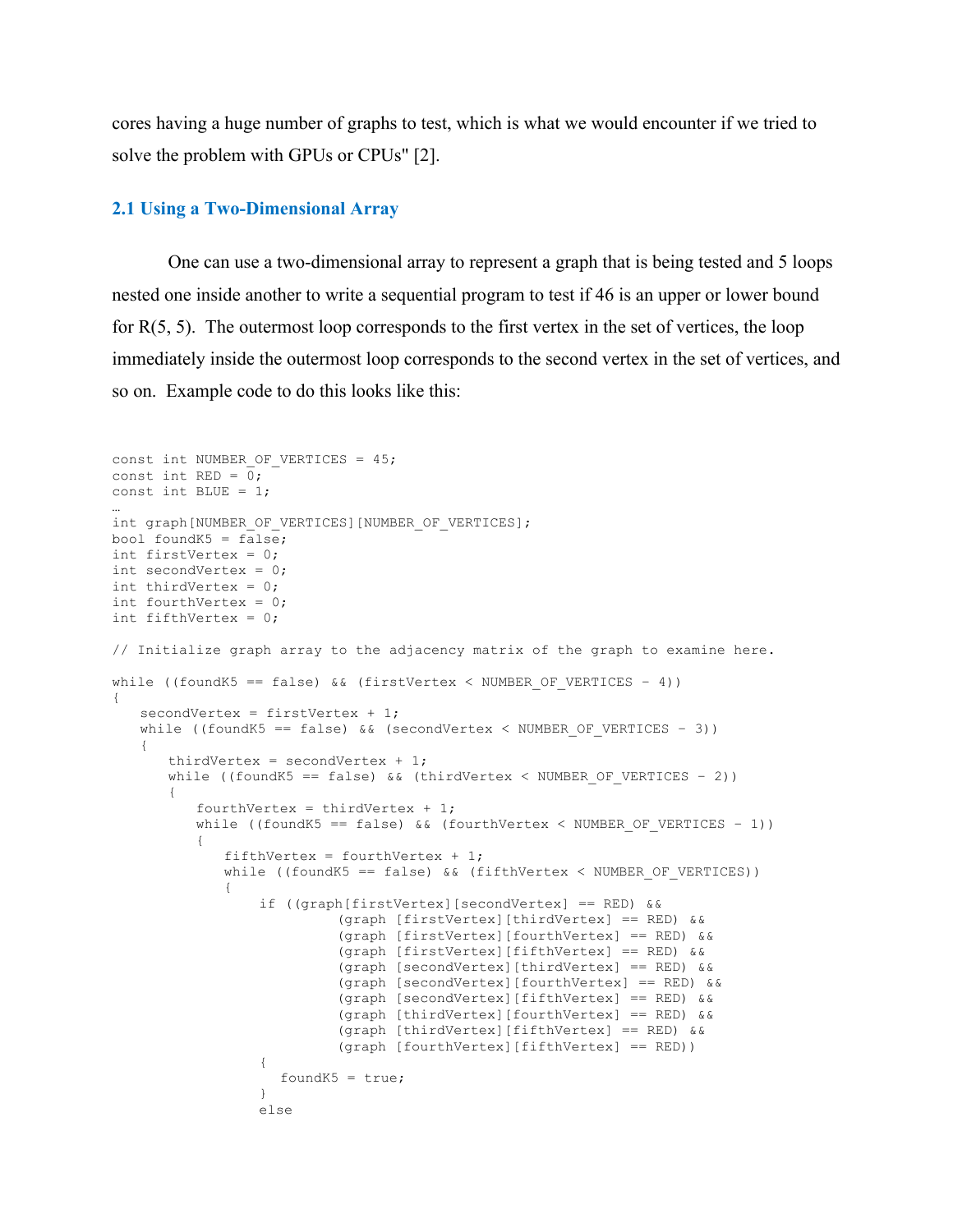cores having a huge number of graphs to test, which is what we would encounter if we tried to solve the problem with GPUs or CPUs" [2].

## 2.1 Using a Two-Dimensional Array

One can use a two-dimensional array to represent a graph that is being tested and 5 loops nested one inside another to write a sequential program to test if 46 is an upper or lower bound for R(5, 5). The outermost loop corresponds to the first vertex in the set of vertices, the loop immediately inside the outermost loop corresponds to the second vertex in the set of vertices, and so on. Example code to do this looks like this:

```
const int NUMBER_OF_VERTICES = 45;
const int RED = 0;
const int BLUE = 1;
…
int graph[NUMBER_OF_VERTICES][NUMBER_OF_VERTICES];
bool foundK5 = false;
int firstVertex = 0;
int secondVertex = 0;
int thirdVertex = 0;
int fourthVertex = 0;
int fifthVertex = 0;

// Initialize graph array to the adjacency matrix of the graph to examine here.

while ((foundK5 == false) && (firstVertex < NUMBER_OF_VERTICES - 4))
{
    secondVertex = firstVertex + 1;
    while ((foundK5 == false) && (secondVertex < NUMBER_OF_VERTICES - 3))
    {
        thirdVertex = secondVertex + 1;
        while ((foundK5 == false) && (thirdVertex < NUMBER_OF_VERTICES - 2))
        {
            fourthVertex = thirdVertex + 1;
            while ((foundK5 == false) && (fourthVertex < NUMBER_OF_VERTICES - 1))
            {
                fifthVertex = fourthVertex + 1;
                while ((foundK5 == false) && (fifthVertex < NUMBER_OF_VERTICES))
                {
                    if ((graph[firstVertex][secondVertex] == RED) &&
                            (graph [firstVertex][thirdVertex] == RED) &&
                            (graph [firstVertex][fourthVertex] == RED) &&
                            (graph [firstVertex][fifthVertex] == RED) &&
                            (graph [secondVertex][thirdVertex] == RED) &&
                            (graph [secondVertex][fourthVertex] == RED) &&
                            (graph [secondVertex][fifthVertex] == RED) &&
                            (graph [thirdVertex][fourthVertex] == RED) &&
                            (graph [thirdVertex][fifthVertex] == RED) &&
                            (graph [fourthVertex][fifthVertex] == RED))
                    {
                        foundK5 = true;
                    }
                    else
```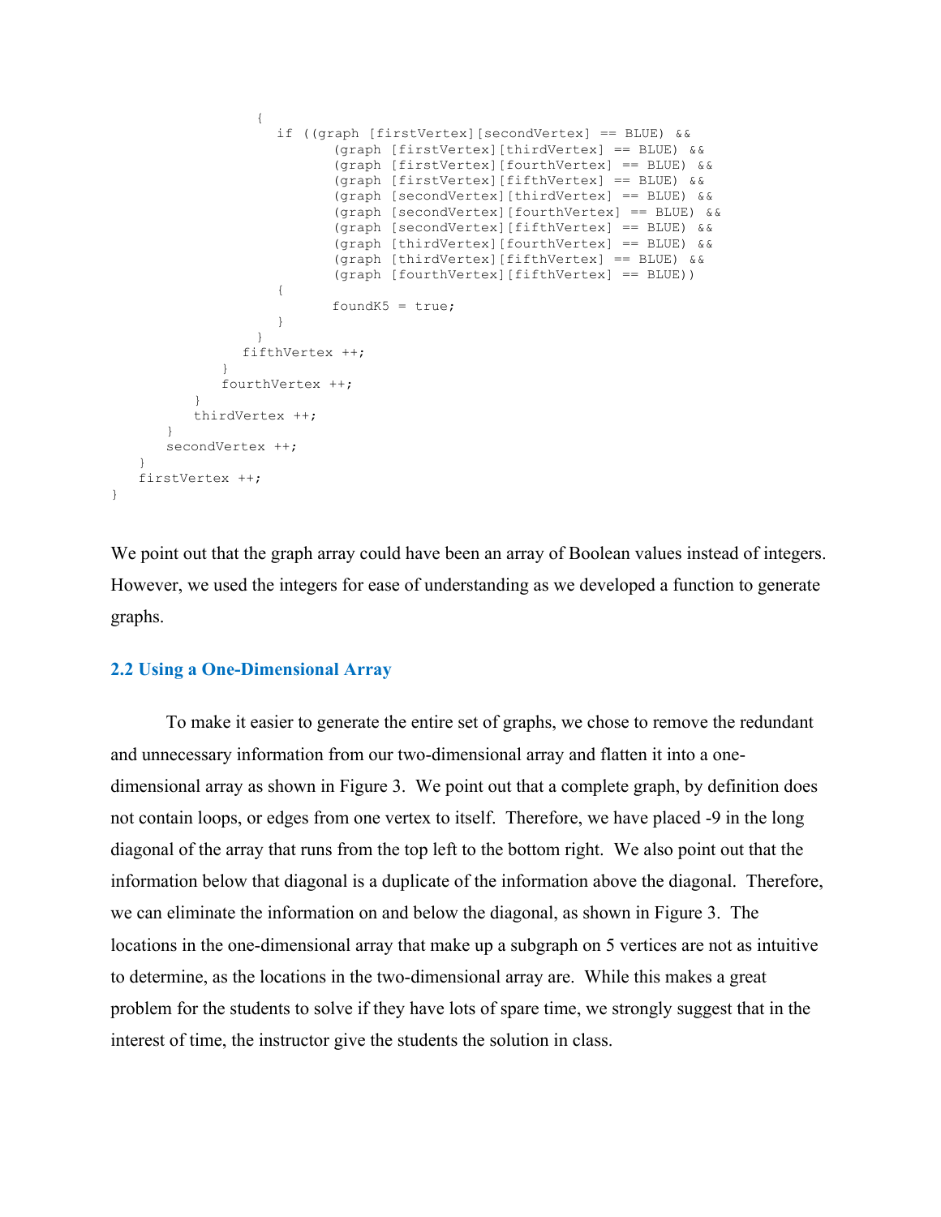```
                 {
                    if ((graph [firstVertex][secondVertex] == BLUE) &&
                           (graph [firstVertex][thirdVertex] == BLUE) &&
                           (graph [firstVertex][fourthVertex] == BLUE) &&
                           (graph [firstVertex][fifthVertex] == BLUE) &&
                           (graph [secondVertex][thirdVertex] == BLUE) &&
                           (graph [secondVertex][fourthVertex] == BLUE) &&
                           (graph [secondVertex][fifthVertex] == BLUE) &&
                           (graph [thirdVertex][fourthVertex] == BLUE) &&
                           (graph [thirdVertex][fifthVertex] == BLUE) &&
                           (graph [fourthVertex][fifthVertex] == BLUE))
                    {
                           foundK5 = true;
                    }
                 }
               fifthVertex ++;
             }
             fourthVertex ++;
          }
          thirdVertex ++;
      }
      secondVertex ++;
   }
   firstVertex ++;
}
```

We point out that the graph array could have been an array of Boolean values instead of integers. However, we used the integers for ease of understanding as we developed a function to generate graphs.

### 2.2 Using a One-Dimensional Array

To make it easier to generate the entire set of graphs, we chose to remove the redundant and unnecessary information from our two-dimensional array and flatten it into a one-dimensional array as shown in Figure 3. We point out that a complete graph, by definition does not contain loops, or edges from one vertex to itself. Therefore, we have placed -9 in the long diagonal of the array that runs from the top left to the bottom right. We also point out that the information below that diagonal is a duplicate of the information above the diagonal. Therefore, we can eliminate the information on and below the diagonal, as shown in Figure 3. The locations in the one-dimensional array that make up a subgraph on 5 vertices are not as intuitive to determine, as the locations in the two-dimensional array are. While this makes a great problem for the students to solve if they have lots of spare time, we strongly suggest that in the interest of time, the instructor give the students the solution in class.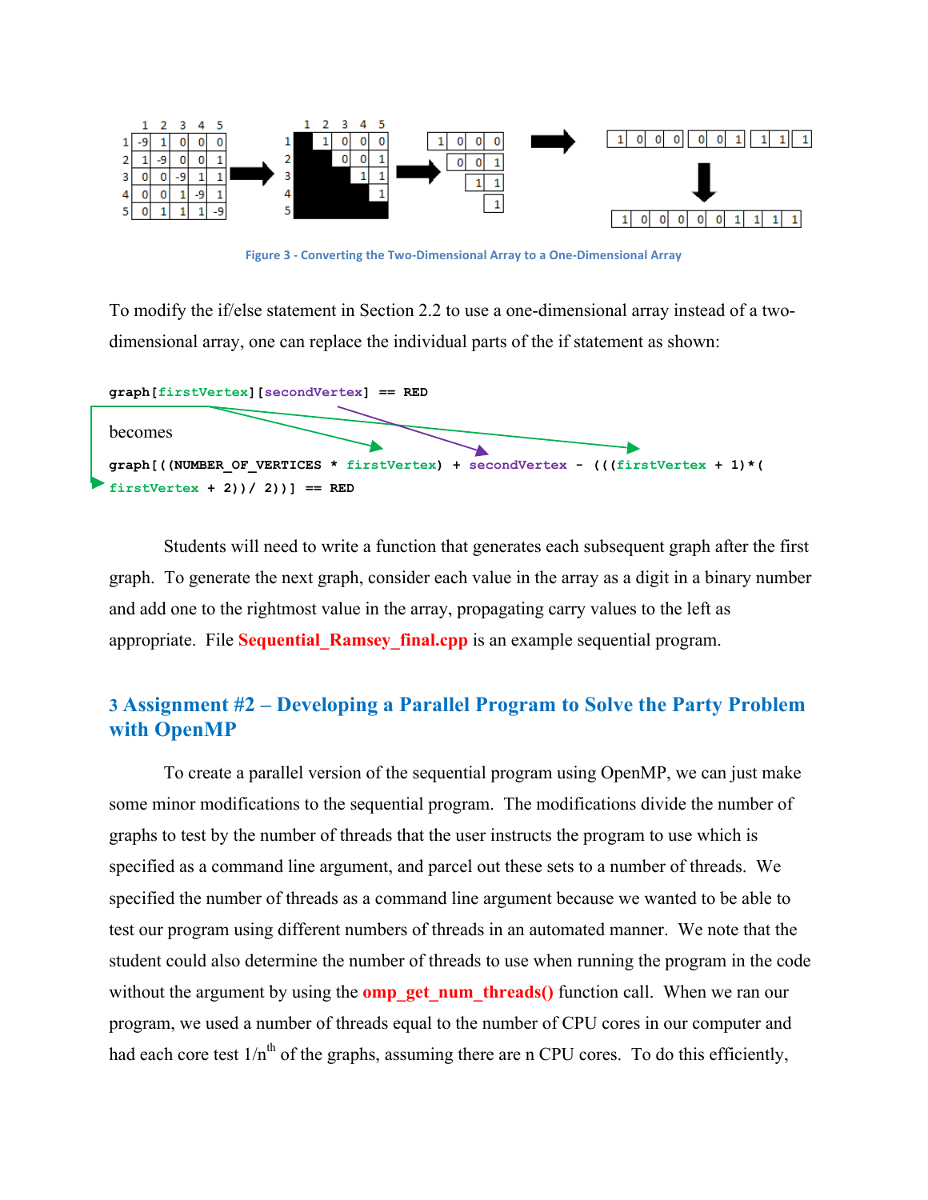Figure 3 - Converting the Two-Dimensional Array to a One-Dimensional Array

To modify the if/else statement in Section 2.2 to use a one-dimensional array instead of a two-dimensional array, one can replace the individual parts of the if statement as shown:

```
graph[firstVertex][secondVertex] == RED
```

becomes

```
graph[((NUMBER_OF_VERTICES * firstVertex) + secondVertex - (((firstVertex + 1)*(
firstVertex + 2))/ 2))] == RED
```

Students will need to write a function that generates each subsequent graph after the first graph. To generate the next graph, consider each value in the array as a digit in a binary number and add one to the rightmost value in the array, propagating carry values to the left as appropriate. File **Sequential_Ramsey_final.cpp** is an example sequential program.

## 3 Assignment #2 – Developing a Parallel Program to Solve the Party Problem with OpenMP

To create a parallel version of the sequential program using OpenMP, we can just make some minor modifications to the sequential program. The modifications divide the number of graphs to test by the number of threads that the user instructs the program to use which is specified as a command line argument, and parcel out these sets to a number of threads. We specified the number of threads as a command line argument because we wanted to be able to test our program using different numbers of threads in an automated manner. We note that the student could also determine the number of threads to use when running the program in the code without the argument by using the **omp_get_num_threads()** function call. When we ran our program, we used a number of threads equal to the number of CPU cores in our computer and had each core test $1/n^{th}$ of the graphs, assuming there are n CPU cores. To do this efficiently,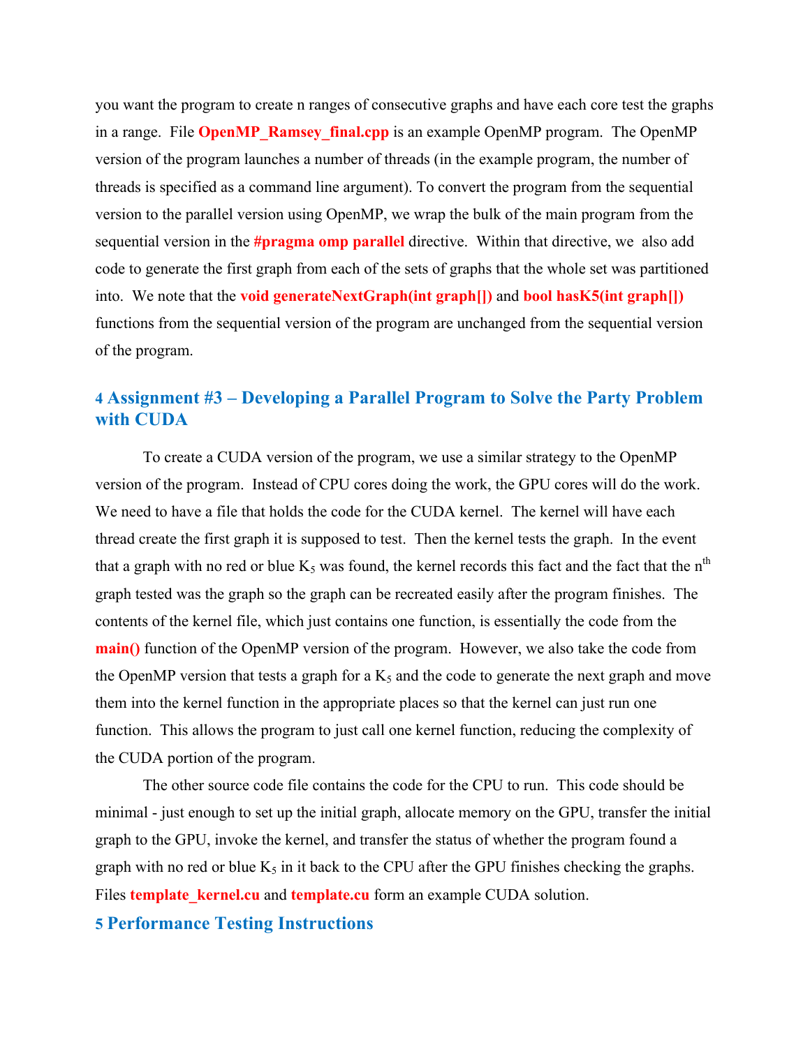you want the program to create n ranges of consecutive graphs and have each core test the graphs in a range. File **OpenMP_Ramsey_final.cpp** is an example OpenMP program. The OpenMP version of the program launches a number of threads (in the example program, the number of threads is specified as a command line argument). To convert the program from the sequential version to the parallel version using OpenMP, we wrap the bulk of the main program from the sequential version in the **#pragma omp parallel** directive. Within that directive, we also add code to generate the first graph from each of the sets of graphs that the whole set was partitioned into. We note that the **void generateNextGraph(int graph[])** and **bool hasK5(int graph[])** functions from the sequential version of the program are unchanged from the sequential version of the program.

## 4 Assignment #3 – Developing a Parallel Program to Solve the Party Problem with CUDA

To create a CUDA version of the program, we use a similar strategy to the OpenMP version of the program. Instead of CPU cores doing the work, the GPU cores will do the work. We need to have a file that holds the code for the CUDA kernel. The kernel will have each thread create the first graph it is supposed to test. Then the kernel tests the graph. In the event that a graph with no red or blue $K_5$ was found, the kernel records this fact and the fact that the $n^{th}$ graph tested was the graph so the graph can be recreated easily after the program finishes. The contents of the kernel file, which just contains one function, is essentially the code from the **main()** function of the OpenMP version of the program. However, we also take the code from the OpenMP version that tests a graph for a $K_5$ and the code to generate the next graph and move them into the kernel function in the appropriate places so that the kernel can just run one function. This allows the program to just call one kernel function, reducing the complexity of the CUDA portion of the program.

The other source code file contains the code for the CPU to run. This code should be minimal - just enough to set up the initial graph, allocate memory on the GPU, transfer the initial graph to the GPU, invoke the kernel, and transfer the status of whether the program found a graph with no red or blue $K_5$ in it back to the CPU after the GPU finishes checking the graphs. Files **template_kernel.cu** and **template.cu** form an example CUDA solution.

## 5 Performance Testing Instructions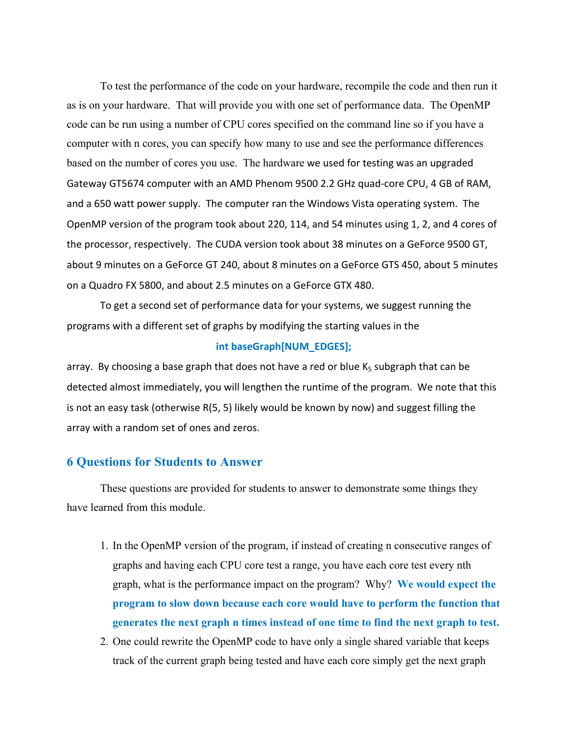To test the performance of the code on your hardware, recompile the code and then run it as is on your hardware. That will provide you with one set of performance data. The OpenMP code can be run using a number of CPU cores specified on the command line so if you have a computer with n cores, you can specify how many to use and see the performance differences based on the number of cores you use. The hardware we used for testing was an upgraded Gateway GT5674 computer with an AMD Phenom 9500 2.2 GHz quad-core CPU, 4 GB of RAM, and a 650 watt power supply. The computer ran the Windows Vista operating system. The OpenMP version of the program took about 220, 114, and 54 minutes using 1, 2, and 4 cores of the processor, respectively. The CUDA version took about 38 minutes on a GeForce 9500 GT, about 9 minutes on a GeForce GT 240, about 8 minutes on a GeForce GTS 450, about 5 minutes on a Quadro FX 5800, and about 2.5 minutes on a GeForce GTX 480.

To get a second set of performance data for your systems, we suggest running the programs with a different set of graphs by modifying the starting values in the

```
int baseGraph[NUM_EDGES];
```

array. By choosing a base graph that does not have a red or blue $K_5$ subgraph that can be detected almost immediately, you will lengthen the runtime of the program. We note that this is not an easy task (otherwise R(5, 5) likely would be known by now) and suggest filling the array with a random set of ones and zeros.

## 6 Questions for Students to Answer

These questions are provided for students to answer to demonstrate some things they have learned from this module.

1. In the OpenMP version of the program, if instead of creating n consecutive ranges of graphs and having each CPU core test a range, you have each core test every nth graph, what is the performance impact on the program? Why? **We would expect the program to slow down because each core would have to perform the function that generates the next graph n times instead of one time to find the next graph to test.**
2. One could rewrite the OpenMP code to have only a single shared variable that keeps track of the current graph being tested and have each core simply get the next graph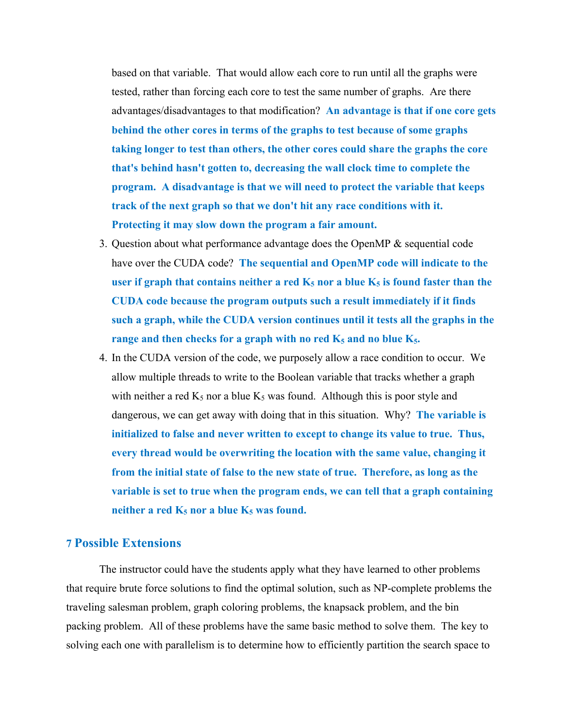based on that variable. That would allow each core to run until all the graphs were tested, rather than forcing each core to test the same number of graphs. Are there advantages/disadvantages to that modification? **An advantage is that if one core gets behind the other cores in terms of the graphs to test because of some graphs taking longer to test than others, the other cores could share the graphs the core that's behind hasn't gotten to, decreasing the wall clock time to complete the program. A disadvantage is that we will need to protect the variable that keeps track of the next graph so that we don't hit any race conditions with it. Protecting it may slow down the program a fair amount.**

3. Question about what performance advantage does the OpenMP & sequential code have over the CUDA code? **The sequential and OpenMP code will indicate to the user if graph that contains neither a red $K_5$ nor a blue $K_5$ is found faster than the CUDA code because the program outputs such a result immediately if it finds such a graph, while the CUDA version continues until it tests all the graphs in the range and then checks for a graph with no red $K_5$ and no blue $K_5$.**
4. In the CUDA version of the code, we purposely allow a race condition to occur. We allow multiple threads to write to the Boolean variable that tracks whether a graph with neither a red $K_5$ nor a blue $K_5$ was found. Although this is poor style and dangerous, we can get away with doing that in this situation. Why? **The variable is initialized to false and never written to except to change its value to true. Thus, every thread would be overwriting the location with the same value, changing it from the initial state of false to the new state of true. Therefore, as long as the variable is set to true when the program ends, we can tell that a graph containing neither a red $K_5$ nor a blue $K_5$ was found.**

## 7 Possible Extensions

The instructor could have the students apply what they have learned to other problems that require brute force solutions to find the optimal solution, such as NP-complete problems the traveling salesman problem, graph coloring problems, the knapsack problem, and the bin packing problem. All of these problems have the same basic method to solve them. The key to solving each one with parallelism is to determine how to efficiently partition the search space to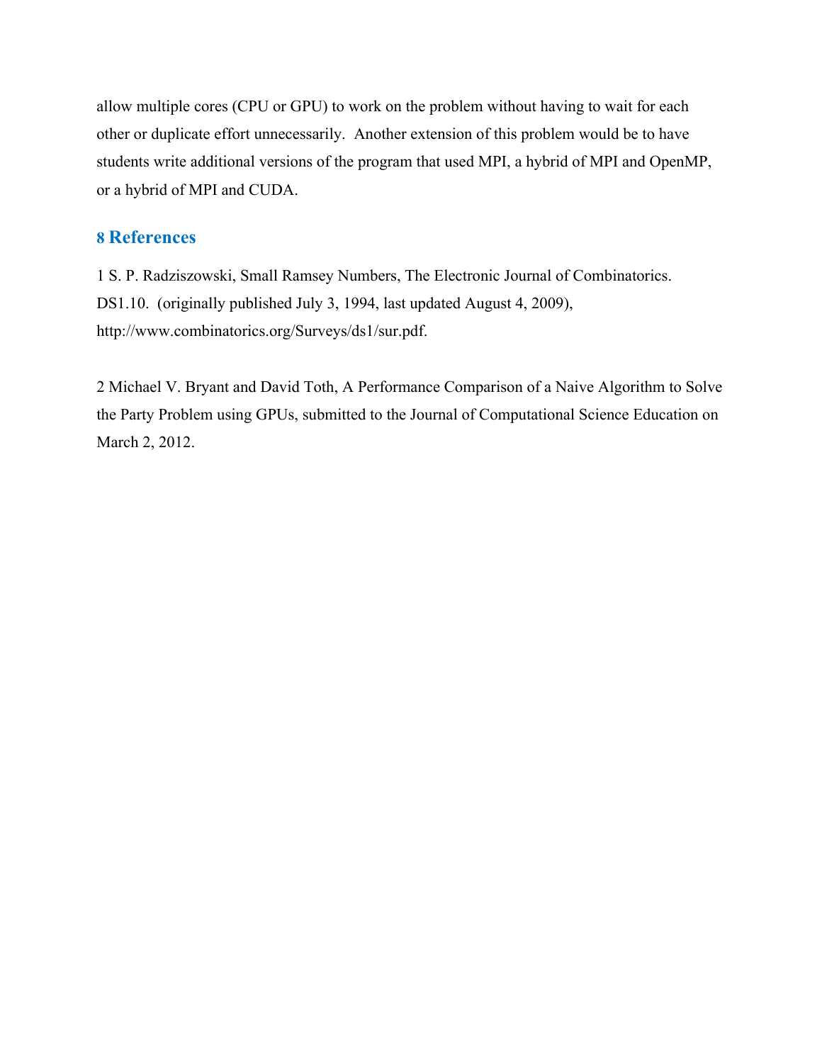allow multiple cores (CPU or GPU) to work on the problem without having to wait for each other or duplicate effort unnecessarily. Another extension of this problem would be to have students write additional versions of the program that used MPI, a hybrid of MPI and OpenMP, or a hybrid of MPI and CUDA.

## 8 References

1 S. P. Radziszowski, Small Ramsey Numbers, The Electronic Journal of Combinatorics. DS1.10. (originally published July 3, 1994, last updated August 4, 2009), http://www.combinatorics.org/Surveys/ds1/sur.pdf.

2 Michael V. Bryant and David Toth, A Performance Comparison of a Naive Algorithm to Solve the Party Problem using GPUs, submitted to the Journal of Computational Science Education on March 2, 2012.